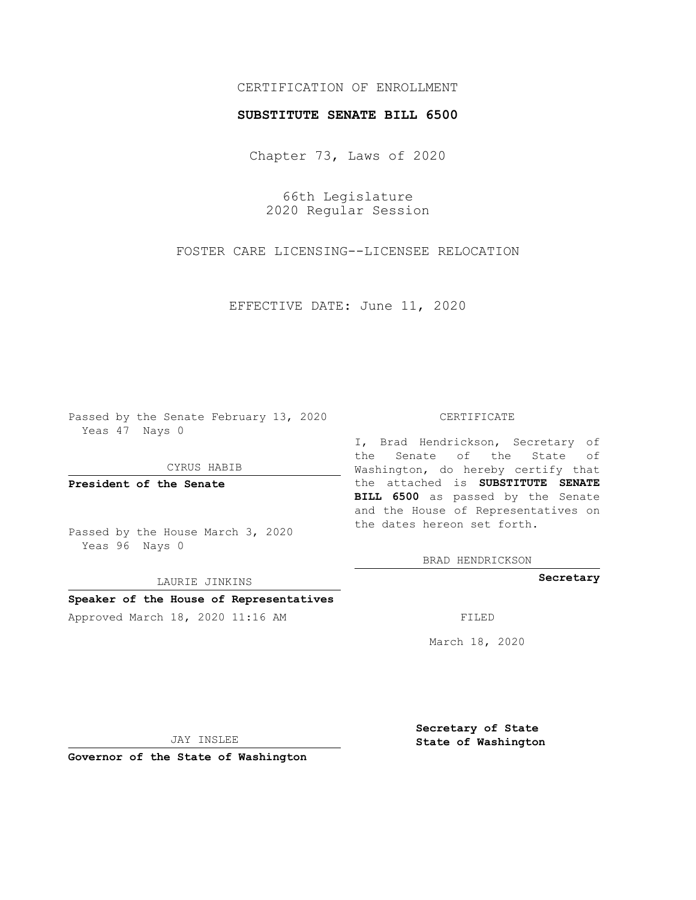CERTIFICATION OF ENROLLMENT

**SUBSTITUTE SENATE BILL 6500**

Chapter 73, Laws of 2020

66th Legislature
2020 Regular Session

FOSTER CARE LICENSING--LICENSEE RELOCATION

EFFECTIVE DATE: June 11, 2020

Passed by the Senate February 13, 2020
Yeas 47 Nays 0

CYRUS HABIB

**President of the Senate**

Passed by the House March 3, 2020
Yeas 96 Nays 0

LAURIE JINKINS

**Speaker of the House of Representatives**

Approved March 18, 2020 11:16 AM

JAY INSLEE

**Governor of the State of Washington**

CERTIFICATE

I, Brad Hendrickson, Secretary of the Senate of the State of Washington, do hereby certify that the attached is **SUBSTITUTE SENATE BILL 6500** as passed by the Senate and the House of Representatives on the dates hereon set forth.

BRAD HENDRICKSON

**Secretary**

FILED

March 18, 2020

**Secretary of State**
**State of Washington**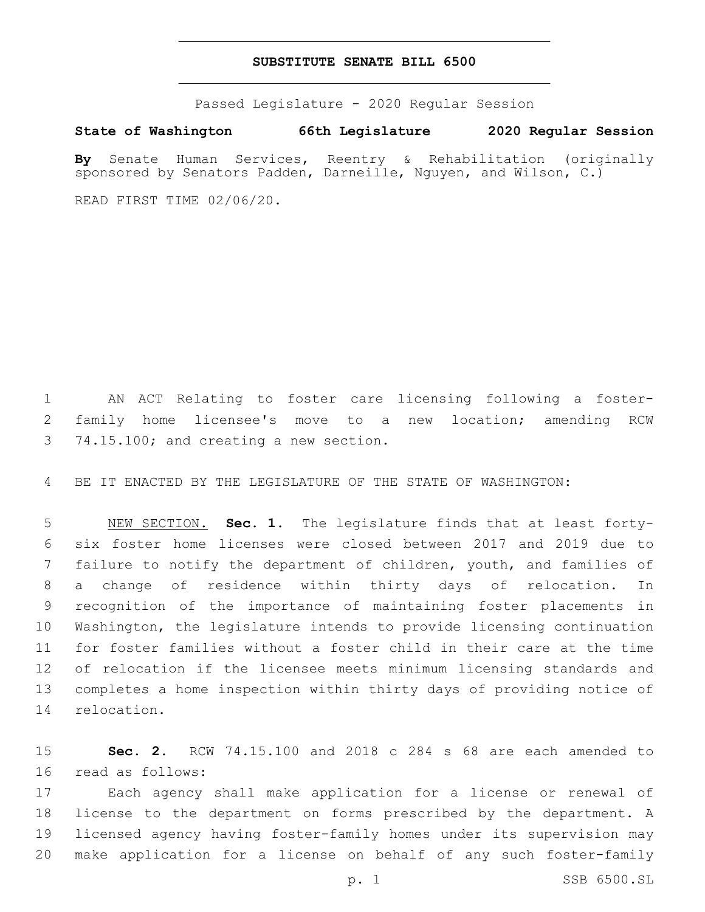# SUBSTITUTE SENATE BILL 6500

Passed Legislature - 2020 Regular Session

**State of Washington 66th Legislature 2020 Regular Session**

**By** Senate Human Services, Reentry & Rehabilitation (originally sponsored by Senators Padden, Darneille, Nguyen, and Wilson, C.)

READ FIRST TIME 02/06/20.

AN ACT Relating to foster care licensing following a foster-family home licensee's move to a new location; amending RCW 74.15.100; and creating a new section.

BE IT ENACTED BY THE LEGISLATURE OF THE STATE OF WASHINGTON:

NEW SECTION. **Sec. 1.** The legislature finds that at least forty-six foster home licenses were closed between 2017 and 2019 due to failure to notify the department of children, youth, and families of a change of residence within thirty days of relocation. In recognition of the importance of maintaining foster placements in Washington, the legislature intends to provide licensing continuation for foster families without a foster child in their care at the time of relocation if the licensee meets minimum licensing standards and completes a home inspection within thirty days of providing notice of relocation.

**Sec. 2.** RCW 74.15.100 and 2018 c 284 s 68 are each amended to read as follows:

Each agency shall make application for a license or renewal of license to the department on forms prescribed by the department. A licensed agency having foster-family homes under its supervision may make application for a license on behalf of any such foster-family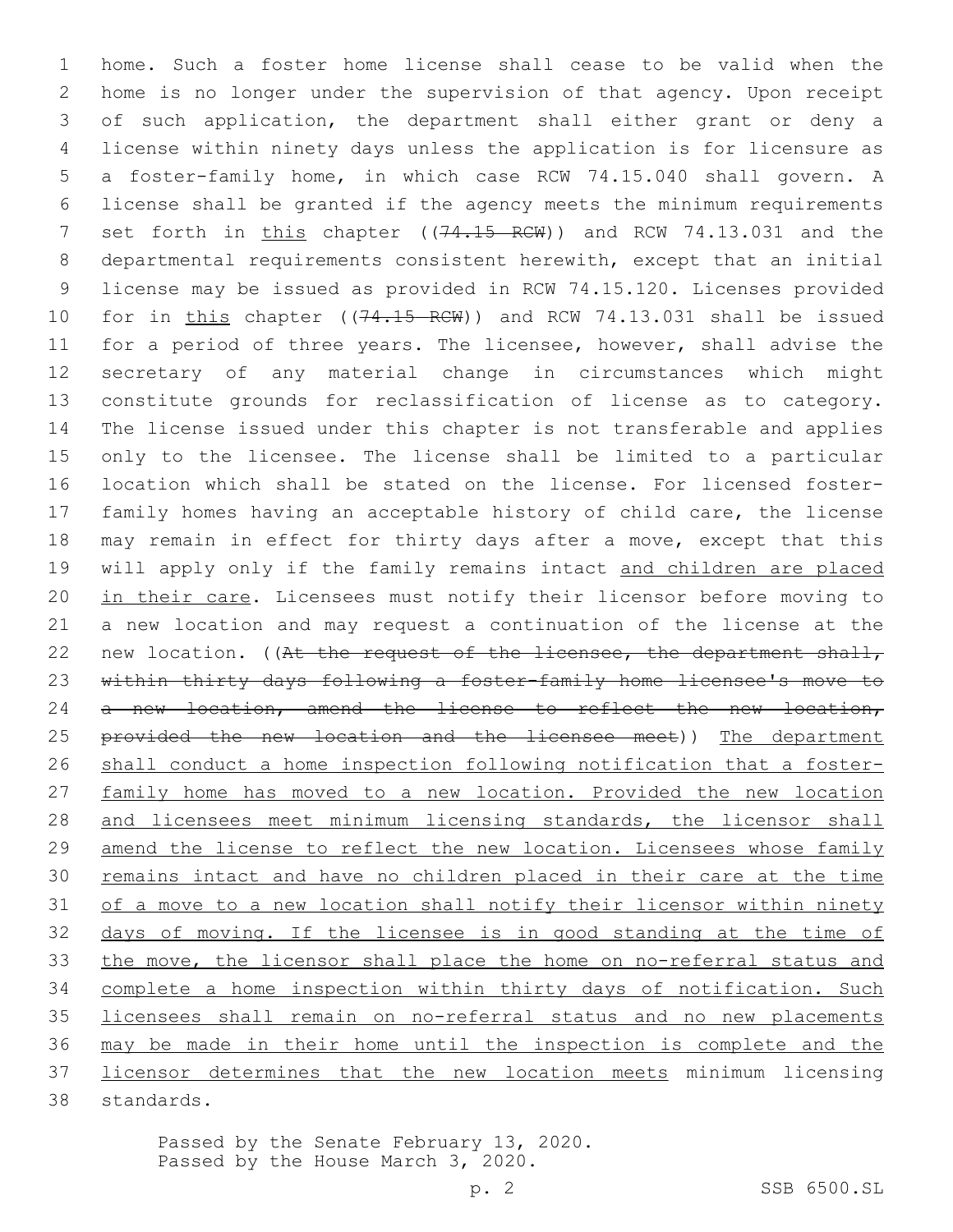home. Such a foster home license shall cease to be valid when the home is no longer under the supervision of that agency. Upon receipt of such application, the department shall either grant or deny a license within ninety days unless the application is for licensure as a foster-family home, in which case RCW 74.15.040 shall govern. A license shall be granted if the agency meets the minimum requirements set forth in <u>this</u> chapter ((~~74.15 RCW~~)) and RCW 74.13.031 and the departmental requirements consistent herewith, except that an initial license may be issued as provided in RCW 74.15.120. Licenses provided for in <u>this</u> chapter ((~~74.15 RCW~~)) and RCW 74.13.031 shall be issued for a period of three years. The licensee, however, shall advise the secretary of any material change in circumstances which might constitute grounds for reclassification of license as to category. The license issued under this chapter is not transferable and applies only to the licensee. The license shall be limited to a particular location which shall be stated on the license. For licensed foster-family homes having an acceptable history of child care, the license may remain in effect for thirty days after a move, except that this will apply only if the family remains intact <u>and children are placed in their care</u>. Licensees must notify their licensor before moving to a new location and may request a continuation of the license at the new location. ((~~At the request of the licensee, the department shall, within thirty days following a foster-family home licensee's move to a new location, amend the license to reflect the new location, provided the new location and the licensee meet~~)) <u>The department shall conduct a home inspection following notification that a foster-family home has moved to a new location. Provided the new location and licensees meet minimum licensing standards, the licensor shall amend the license to reflect the new location. Licensees whose family remains intact and have no children placed in their care at the time of a move to a new location shall notify their licensor within ninety days of moving. If the licensee is in good standing at the time of the move, the licensor shall place the home on no-referral status and complete a home inspection within thirty days of notification. Such licensees shall remain on no-referral status and no new placements may be made in their home until the inspection is complete and the licensor determines that the new location meets</u> minimum licensing standards.

Passed by the Senate February 13, 2020.
Passed by the House March 3, 2020.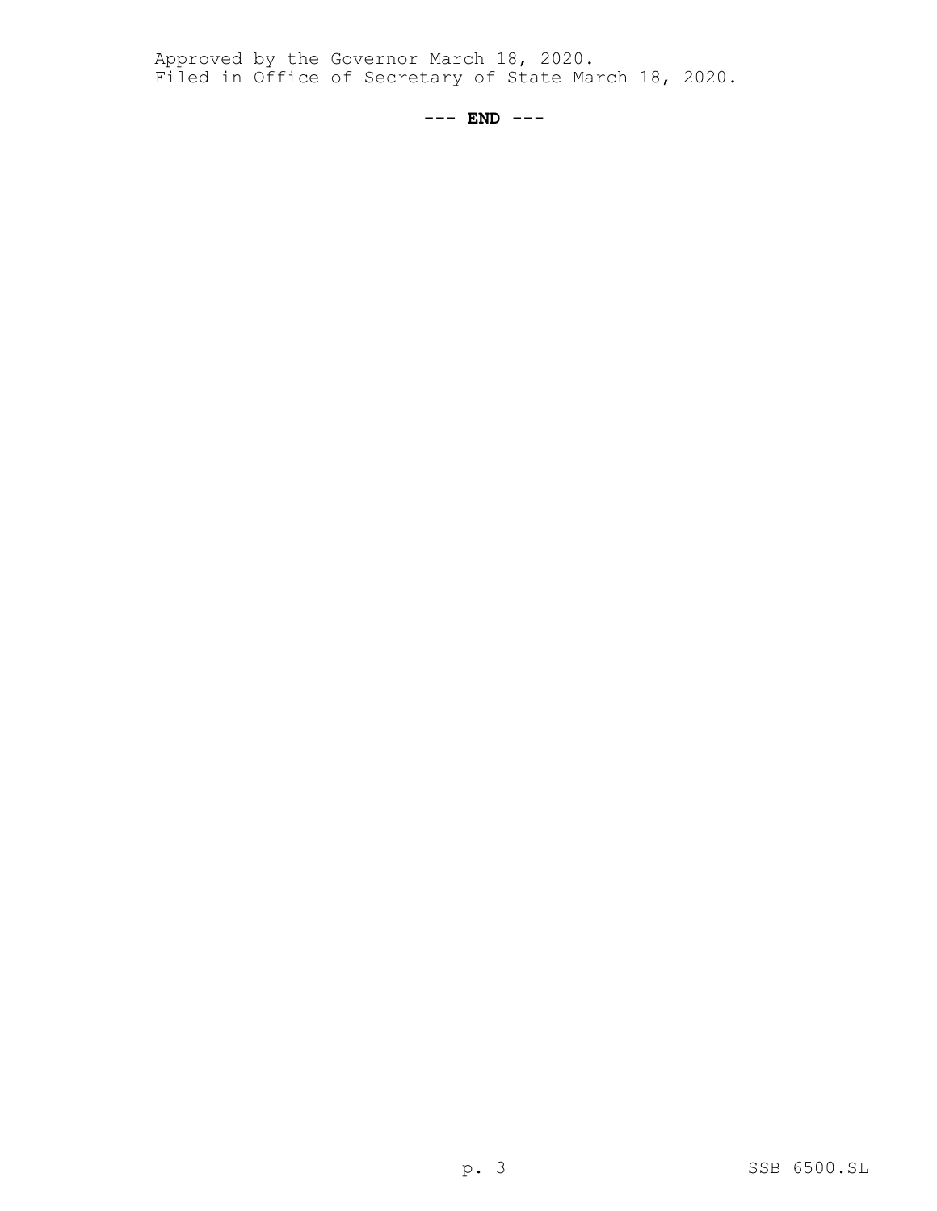Approved by the Governor March 18, 2020.
Filed in Office of Secretary of State March 18, 2020.

**--- END ---**